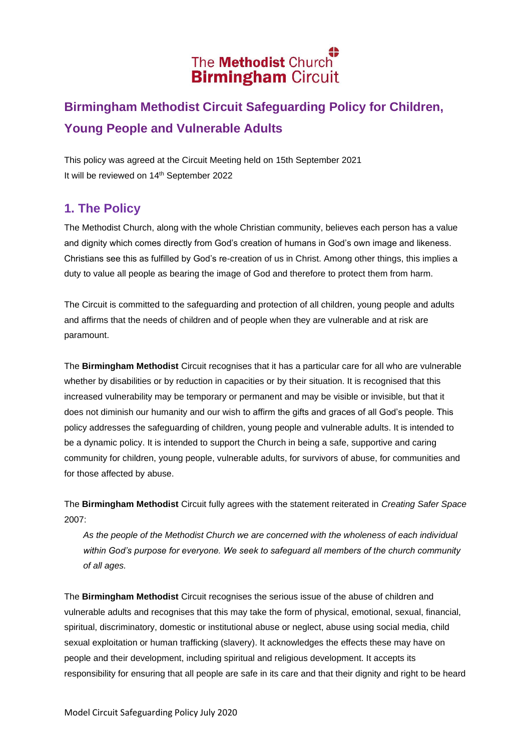The **Methodist** Church
**Birmingham** Circuit

# Birmingham Methodist Circuit Safeguarding Policy for Children, Young People and Vulnerable Adults

This policy was agreed at the Circuit Meeting held on 15th September 2021
It will be reviewed on 14th September 2022

## 1. The Policy

The Methodist Church, along with the whole Christian community, believes each person has a value and dignity which comes directly from God's creation of humans in God's own image and likeness. Christians see this as fulfilled by God's re-creation of us in Christ. Among other things, this implies a duty to value all people as bearing the image of God and therefore to protect them from harm.

The Circuit is committed to the safeguarding and protection of all children, young people and adults and affirms that the needs of children and of people when they are vulnerable and at risk are paramount.

The **Birmingham Methodist** Circuit recognises that it has a particular care for all who are vulnerable whether by disabilities or by reduction in capacities or by their situation. It is recognised that this increased vulnerability may be temporary or permanent and may be visible or invisible, but that it does not diminish our humanity and our wish to affirm the gifts and graces of all God's people. This policy addresses the safeguarding of children, young people and vulnerable adults. It is intended to be a dynamic policy. It is intended to support the Church in being a safe, supportive and caring community for children, young people, vulnerable adults, for survivors of abuse, for communities and for those affected by abuse.

The **Birmingham Methodist** Circuit fully agrees with the statement reiterated in *Creating Safer Space* 2007:

> *As the people of the Methodist Church we are concerned with the wholeness of each individual within God's purpose for everyone. We seek to safeguard all members of the church community of all ages.*

The **Birmingham Methodist** Circuit recognises the serious issue of the abuse of children and vulnerable adults and recognises that this may take the form of physical, emotional, sexual, financial, spiritual, discriminatory, domestic or institutional abuse or neglect, abuse using social media, child sexual exploitation or human trafficking (slavery). It acknowledges the effects these may have on people and their development, including spiritual and religious development. It accepts its responsibility for ensuring that all people are safe in its care and that their dignity and right to be heard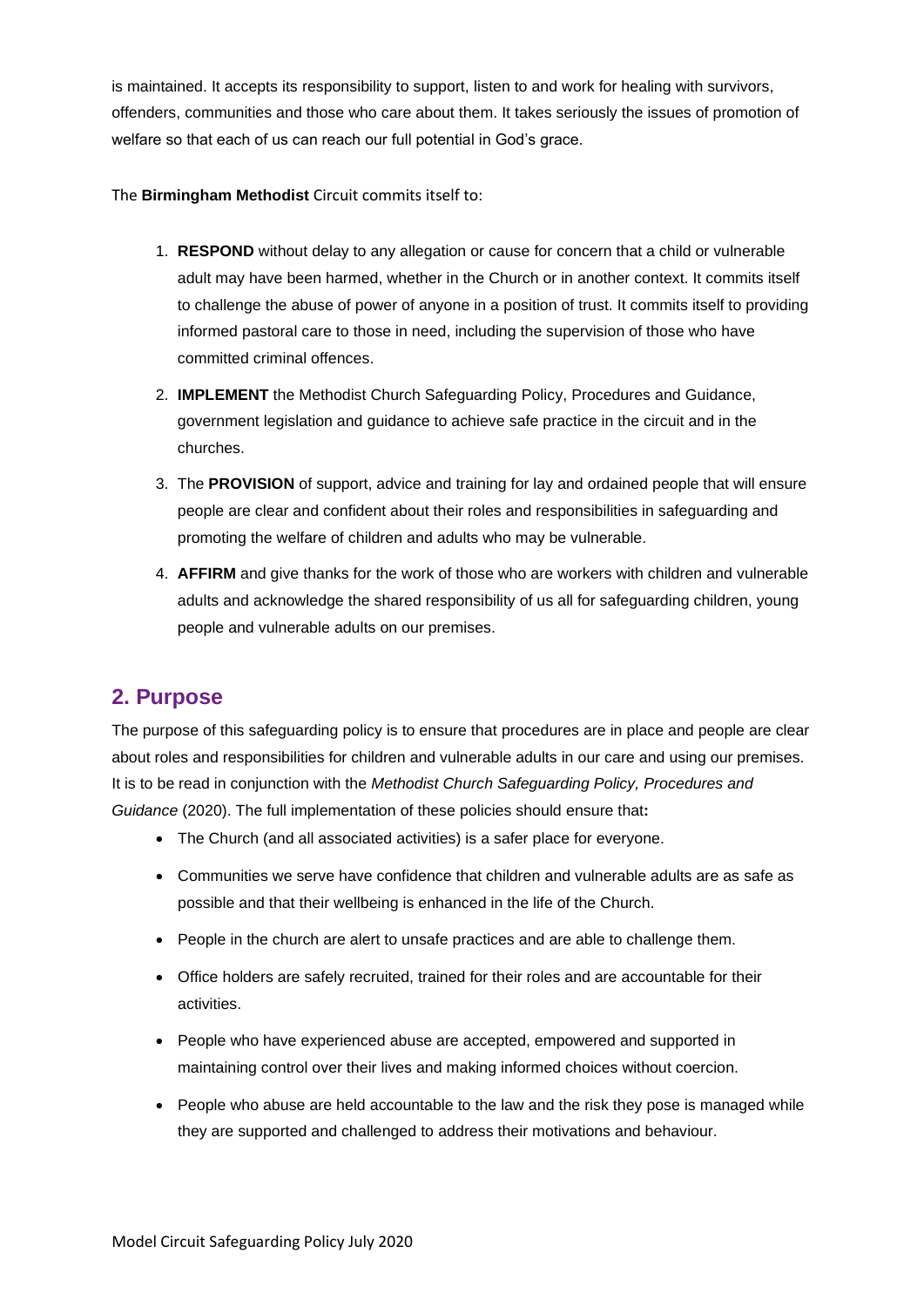is maintained. It accepts its responsibility to support, listen to and work for healing with survivors, offenders, communities and those who care about them. It takes seriously the issues of promotion of welfare so that each of us can reach our full potential in God's grace.

The **Birmingham Methodist** Circuit commits itself to:

1. **RESPOND** without delay to any allegation or cause for concern that a child or vulnerable adult may have been harmed, whether in the Church or in another context. It commits itself to challenge the abuse of power of anyone in a position of trust. It commits itself to providing informed pastoral care to those in need, including the supervision of those who have committed criminal offences.
2. **IMPLEMENT** the Methodist Church Safeguarding Policy, Procedures and Guidance, government legislation and guidance to achieve safe practice in the circuit and in the churches.
3. The **PROVISION** of support, advice and training for lay and ordained people that will ensure people are clear and confident about their roles and responsibilities in safeguarding and promoting the welfare of children and adults who may be vulnerable.
4. **AFFIRM** and give thanks for the work of those who are workers with children and vulnerable adults and acknowledge the shared responsibility of us all for safeguarding children, young people and vulnerable adults on our premises.

## 2. Purpose

The purpose of this safeguarding policy is to ensure that procedures are in place and people are clear about roles and responsibilities for children and vulnerable adults in our care and using our premises. It is to be read in conjunction with the *Methodist Church Safeguarding Policy, Procedures and Guidance* (2020). The full implementation of these policies should ensure that**:**

- The Church (and all associated activities) is a safer place for everyone.
- Communities we serve have confidence that children and vulnerable adults are as safe as possible and that their wellbeing is enhanced in the life of the Church.
- People in the church are alert to unsafe practices and are able to challenge them.
- Office holders are safely recruited, trained for their roles and are accountable for their activities.
- People who have experienced abuse are accepted, empowered and supported in maintaining control over their lives and making informed choices without coercion.
- People who abuse are held accountable to the law and the risk they pose is managed while they are supported and challenged to address their motivations and behaviour.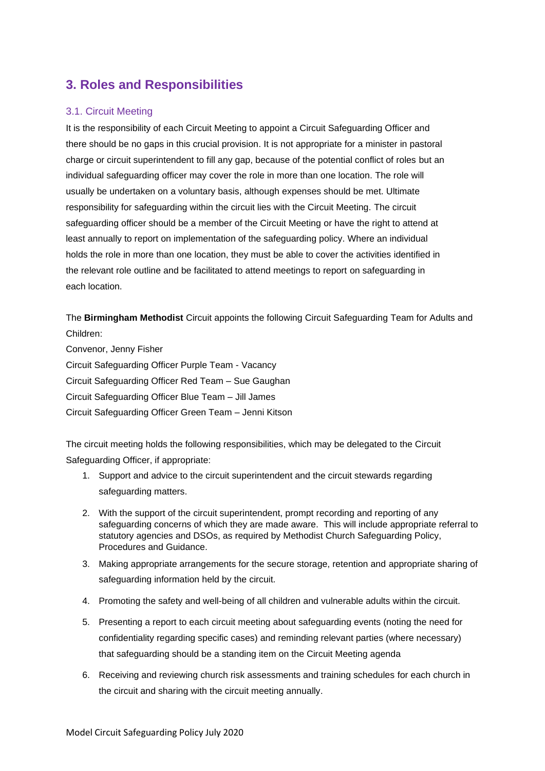## 3. Roles and Responsibilities

### 3.1. Circuit Meeting

It is the responsibility of each Circuit Meeting to appoint a Circuit Safeguarding Officer and there should be no gaps in this crucial provision. It is not appropriate for a minister in pastoral charge or circuit superintendent to fill any gap, because of the potential conflict of roles but an individual safeguarding officer may cover the role in more than one location. The role will usually be undertaken on a voluntary basis, although expenses should be met. Ultimate responsibility for safeguarding within the circuit lies with the Circuit Meeting. The circuit safeguarding officer should be a member of the Circuit Meeting or have the right to attend at least annually to report on implementation of the safeguarding policy. Where an individual holds the role in more than one location, they must be able to cover the activities identified in the relevant role outline and be facilitated to attend meetings to report on safeguarding in each location.

The **Birmingham Methodist** Circuit appoints the following Circuit Safeguarding Team for Adults and Children:
Convenor, Jenny Fisher
Circuit Safeguarding Officer Purple Team - Vacancy
Circuit Safeguarding Officer Red Team – Sue Gaughan
Circuit Safeguarding Officer Blue Team – Jill James
Circuit Safeguarding Officer Green Team – Jenni Kitson

The circuit meeting holds the following responsibilities, which may be delegated to the Circuit Safeguarding Officer, if appropriate:

1. Support and advice to the circuit superintendent and the circuit stewards regarding safeguarding matters.
2. With the support of the circuit superintendent, prompt recording and reporting of any safeguarding concerns of which they are made aware. This will include appropriate referral to statutory agencies and DSOs, as required by Methodist Church Safeguarding Policy, Procedures and Guidance.
3. Making appropriate arrangements for the secure storage, retention and appropriate sharing of safeguarding information held by the circuit.
4. Promoting the safety and well-being of all children and vulnerable adults within the circuit.
5. Presenting a report to each circuit meeting about safeguarding events (noting the need for confidentiality regarding specific cases) and reminding relevant parties (where necessary) that safeguarding should be a standing item on the Circuit Meeting agenda
6. Receiving and reviewing church risk assessments and training schedules for each church in the circuit and sharing with the circuit meeting annually.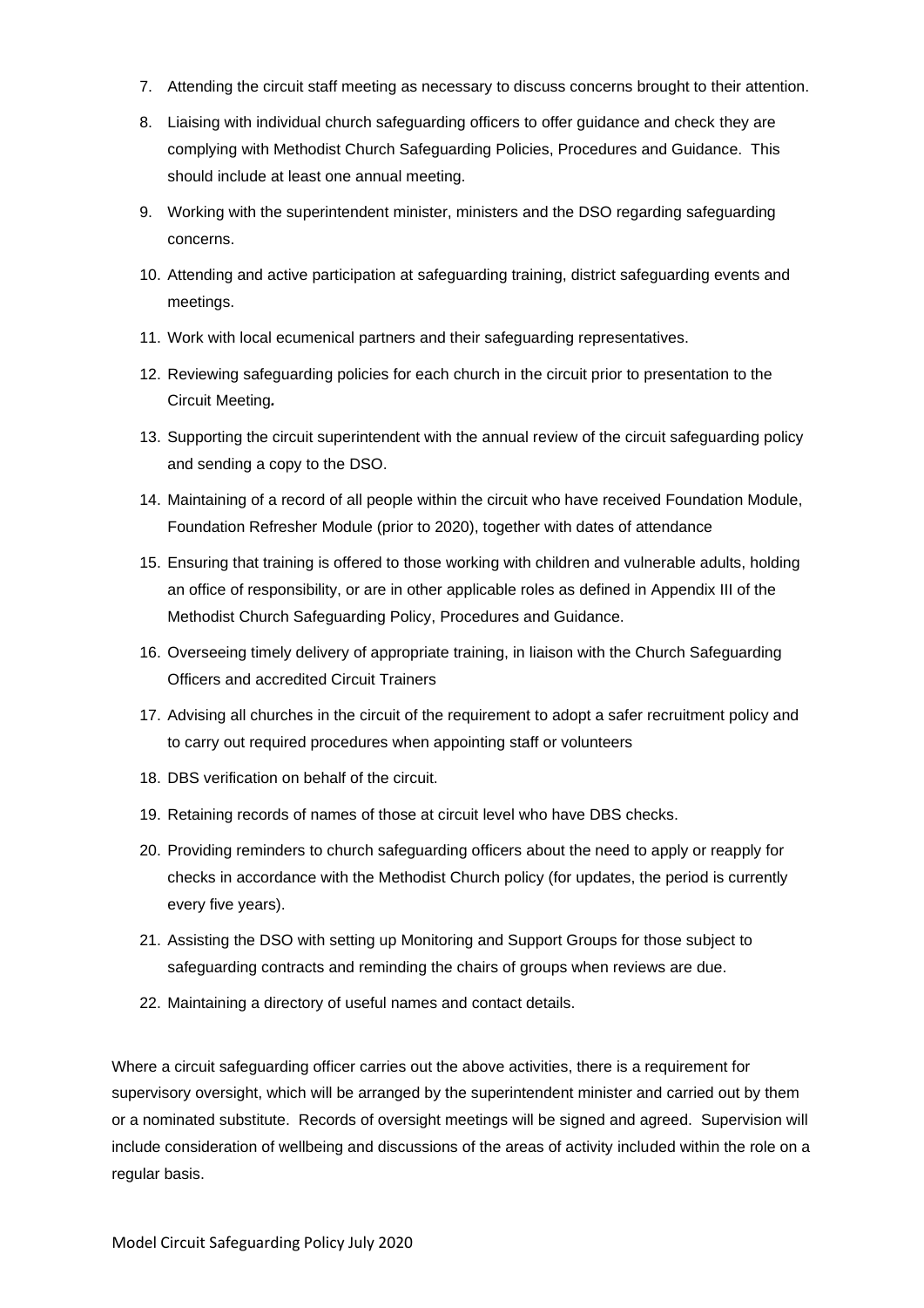7. Attending the circuit staff meeting as necessary to discuss concerns brought to their attention.
8. Liaising with individual church safeguarding officers to offer guidance and check they are complying with Methodist Church Safeguarding Policies, Procedures and Guidance. This should include at least one annual meeting.
9. Working with the superintendent minister, ministers and the DSO regarding safeguarding concerns.
10. Attending and active participation at safeguarding training, district safeguarding events and meetings.
11. Work with local ecumenical partners and their safeguarding representatives.
12. Reviewing safeguarding policies for each church in the circuit prior to presentation to the Circuit Meeting*.*
13. Supporting the circuit superintendent with the annual review of the circuit safeguarding policy and sending a copy to the DSO.
14. Maintaining of a record of all people within the circuit who have received Foundation Module, Foundation Refresher Module (prior to 2020), together with dates of attendance
15. Ensuring that training is offered to those working with children and vulnerable adults, holding an office of responsibility, or are in other applicable roles as defined in Appendix III of the Methodist Church Safeguarding Policy, Procedures and Guidance.
16. Overseeing timely delivery of appropriate training, in liaison with the Church Safeguarding Officers and accredited Circuit Trainers
17. Advising all churches in the circuit of the requirement to adopt a safer recruitment policy and to carry out required procedures when appointing staff or volunteers
18. DBS verification on behalf of the circuit.
19. Retaining records of names of those at circuit level who have DBS checks.
20. Providing reminders to church safeguarding officers about the need to apply or reapply for checks in accordance with the Methodist Church policy (for updates, the period is currently every five years).
21. Assisting the DSO with setting up Monitoring and Support Groups for those subject to safeguarding contracts and reminding the chairs of groups when reviews are due.
22. Maintaining a directory of useful names and contact details.

Where a circuit safeguarding officer carries out the above activities, there is a requirement for supervisory oversight, which will be arranged by the superintendent minister and carried out by them or a nominated substitute. Records of oversight meetings will be signed and agreed. Supervision will include consideration of wellbeing and discussions of the areas of activity included within the role on a regular basis.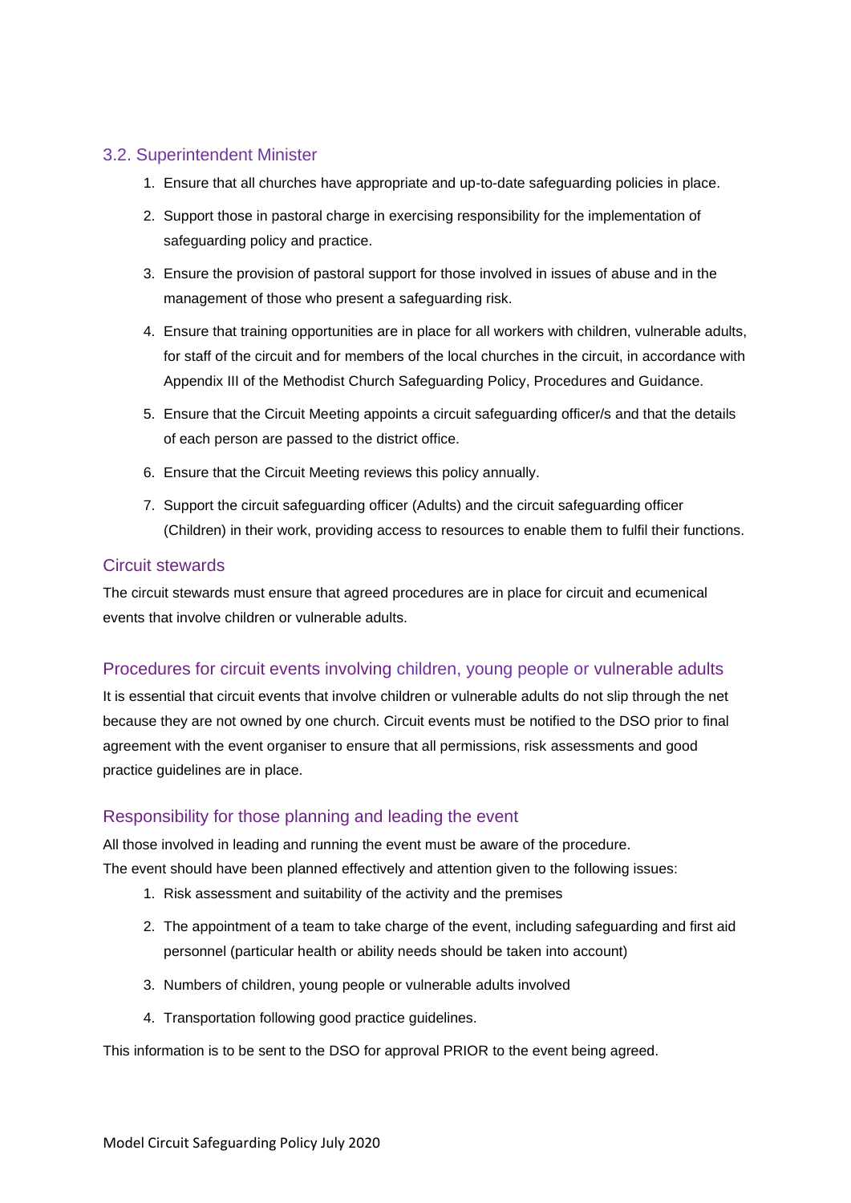### 3.2. Superintendent Minister

1. Ensure that all churches have appropriate and up-to-date safeguarding policies in place.
2. Support those in pastoral charge in exercising responsibility for the implementation of safeguarding policy and practice.
3. Ensure the provision of pastoral support for those involved in issues of abuse and in the management of those who present a safeguarding risk.
4. Ensure that training opportunities are in place for all workers with children, vulnerable adults, for staff of the circuit and for members of the local churches in the circuit, in accordance with Appendix III of the Methodist Church Safeguarding Policy, Procedures and Guidance.
5. Ensure that the Circuit Meeting appoints a circuit safeguarding officer/s and that the details of each person are passed to the district office.
6. Ensure that the Circuit Meeting reviews this policy annually.
7. Support the circuit safeguarding officer (Adults) and the circuit safeguarding officer (Children) in their work, providing access to resources to enable them to fulfil their functions.

### Circuit stewards

The circuit stewards must ensure that agreed procedures are in place for circuit and ecumenical events that involve children or vulnerable adults.

### Procedures for circuit events involving children, young people or vulnerable adults

It is essential that circuit events that involve children or vulnerable adults do not slip through the net because they are not owned by one church. Circuit events must be notified to the DSO prior to final agreement with the event organiser to ensure that all permissions, risk assessments and good practice guidelines are in place.

### Responsibility for those planning and leading the event

All those involved in leading and running the event must be aware of the procedure.
The event should have been planned effectively and attention given to the following issues:

1. Risk assessment and suitability of the activity and the premises
2. The appointment of a team to take charge of the event, including safeguarding and first aid personnel (particular health or ability needs should be taken into account)
3. Numbers of children, young people or vulnerable adults involved
4. Transportation following good practice guidelines.

This information is to be sent to the DSO for approval PRIOR to the event being agreed.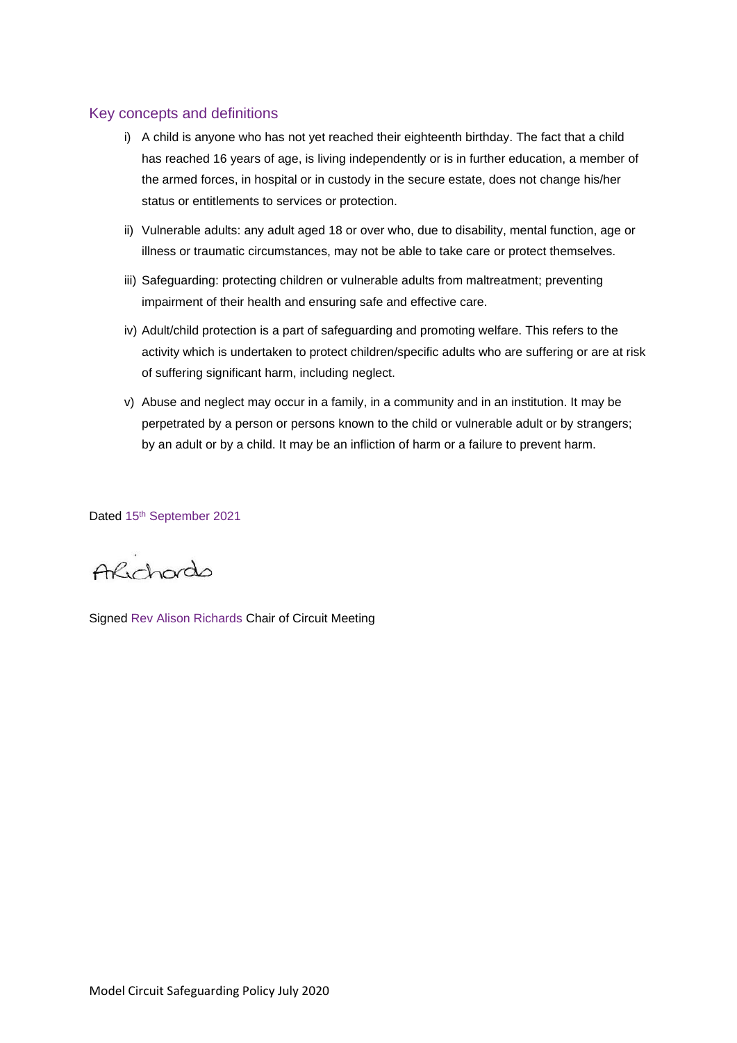## Key concepts and definitions

i) A child is anyone who has not yet reached their eighteenth birthday. The fact that a child has reached 16 years of age, is living independently or is in further education, a member of the armed forces, in hospital or in custody in the secure estate, does not change his/her status or entitlements to services or protection.

ii) Vulnerable adults: any adult aged 18 or over who, due to disability, mental function, age or illness or traumatic circumstances, may not be able to take care or protect themselves.

iii) Safeguarding: protecting children or vulnerable adults from maltreatment; preventing impairment of their health and ensuring safe and effective care.

iv) Adult/child protection is a part of safeguarding and promoting welfare. This refers to the activity which is undertaken to protect children/specific adults who are suffering or are at risk of suffering significant harm, including neglect.

v) Abuse and neglect may occur in a family, in a community and in an institution. It may be perpetrated by a person or persons known to the child or vulnerable adult or by strangers; by an adult or by a child. It may be an infliction of harm or a failure to prevent harm.

Dated 15th September 2021

ARichards

Signed Rev Alison Richards Chair of Circuit Meeting